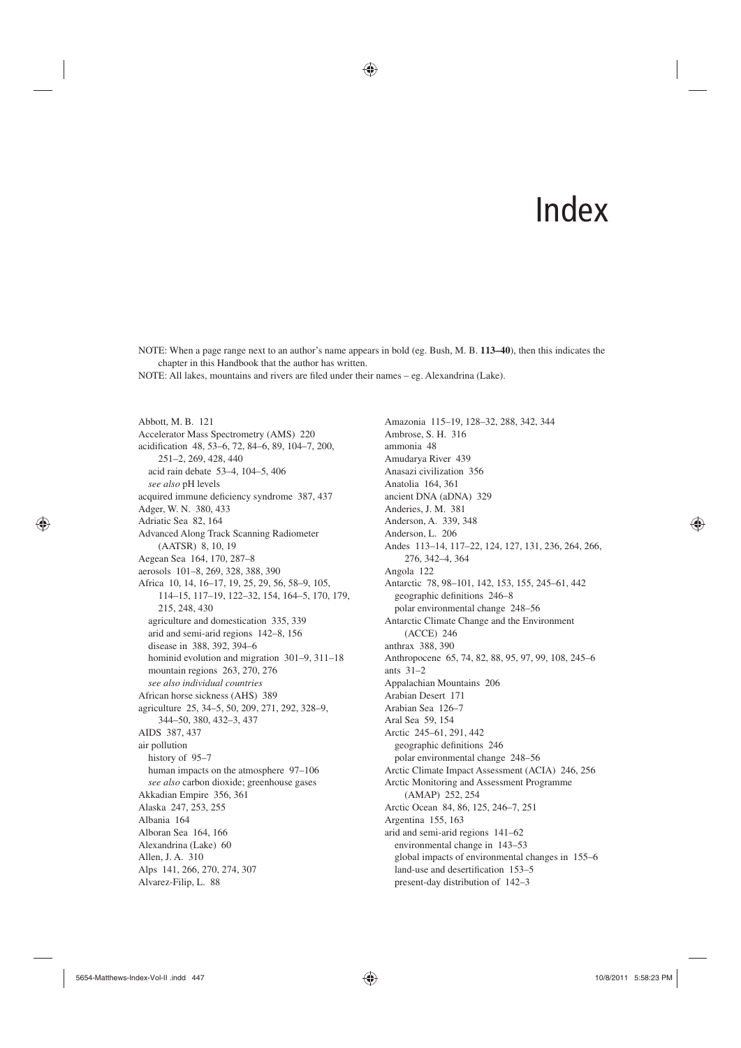# Index

NOTE: When a page range next to an author's name appears in bold (eg. Bush, M. B. **113–40**), then this indicates the chapter in this Handbook that the author has written.

NOTE: All lakes, mountains and rivers are filed under their names – eg. Alexandrina (Lake).

Abbott, M. B. 121
Accelerator Mass Spectrometry (AMS) 220
acidification 48, 53–6, 72, 84–6, 89, 104–7, 200, 251–2, 269, 428, 440
  acid rain debate 53–4, 104–5, 406
  *see also* pH levels
acquired immune deficiency syndrome 387, 437
Adger, W. N. 380, 433
Adriatic Sea 82, 164
Advanced Along Track Scanning Radiometer (AATSR) 8, 10, 19
Aegean Sea 164, 170, 287–8
aerosols 101–8, 269, 328, 388, 390
Africa 10, 14, 16–17, 19, 25, 29, 56, 58–9, 105, 114–15, 117–19, 122–32, 154, 164–5, 170, 179, 215, 248, 430
  agriculture and domestication 335, 339
  arid and semi-arid regions 142–8, 156
  disease in 388, 392, 394–6
  hominid evolution and migration 301–9, 311–18
  mountain regions 263, 270, 276
  *see also individual countries*
African horse sickness (AHS) 389
agriculture 25, 34–5, 50, 209, 271, 292, 328–9, 344–50, 380, 432–3, 437
AIDS 387, 437
air pollution
  history of 95–7
  human impacts on the atmosphere 97–106
  *see also* carbon dioxide; greenhouse gases
Akkadian Empire 356, 361
Alaska 247, 253, 255
Albania 164
Alboran Sea 164, 166
Alexandrina (Lake) 60
Allen, J. A. 310
Alps 141, 266, 270, 274, 307
Alvarez-Filip, L. 88
Amazonia 115–19, 128–32, 288, 342, 344
Ambrose, S. H. 316
ammonia 48
Amudarya River 439
Anasazi civilization 356
Anatolia 164, 361
ancient DNA (aDNA) 329
Anderies, J. M. 381
Anderson, A. 339, 348
Anderson, L. 206
Andes 113–14, 117–22, 124, 127, 131, 236, 264, 266, 276, 342–4, 364
Angola 122
Antarctic 78, 98–101, 142, 153, 155, 245–61, 442
  geographic definitions 246–8
  polar environmental change 248–56
Antarctic Climate Change and the Environment (ACCE) 246
anthrax 388, 390
Anthropocene 65, 74, 82, 88, 95, 97, 99, 108, 245–6
ants 31–2
Appalachian Mountains 206
Arabian Desert 171
Arabian Sea 126–7
Aral Sea 59, 154
Arctic 245–61, 291, 442
  geographic definitions 246
  polar environmental change 248–56
Arctic Climate Impact Assessment (ACIA) 246, 256
Arctic Monitoring and Assessment Programme (AMAP) 252, 254
Arctic Ocean 84, 86, 125, 246–7, 251
Argentina 155, 163
arid and semi-arid regions 141–62
  environmental change in 143–53
  global impacts of environmental changes in 155–6
  land-use and desertification 153–5
  present-day distribution of 142–3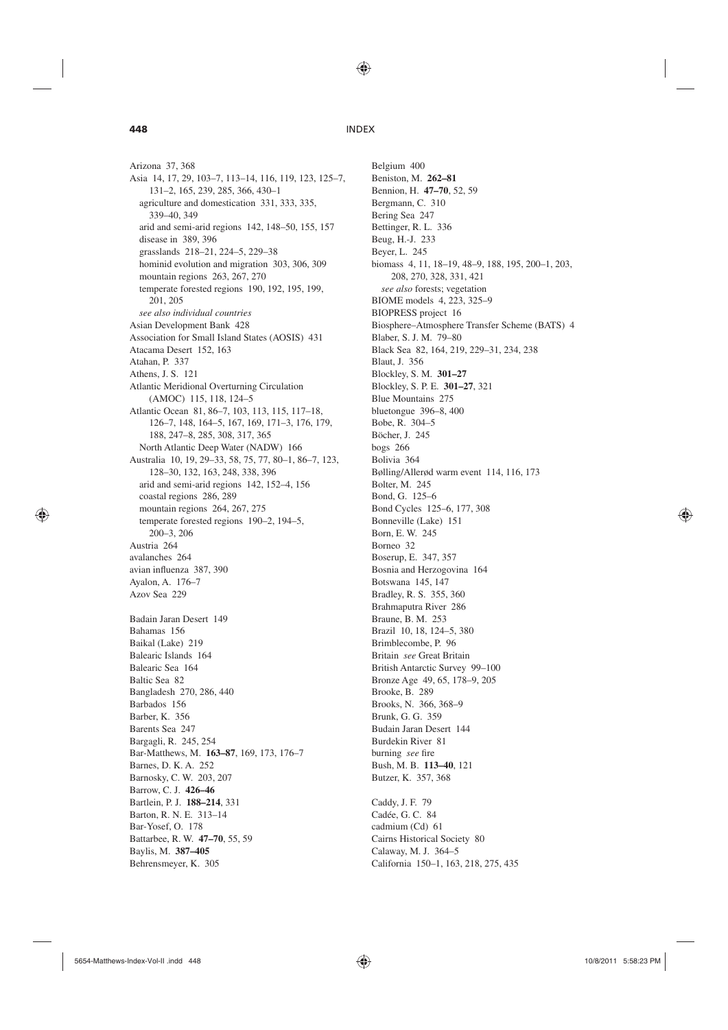Arizona 37, 368
Asia 14, 17, 29, 103–7, 113–14, 116, 119, 123, 125–7, 131–2, 165, 239, 285, 366, 430–1
 agriculture and domestication 331, 333, 335, 339–40, 349
 arid and semi-arid regions 142, 148–50, 155, 157
 disease in 389, 396
 grasslands 218–21, 224–5, 229–38
 hominid evolution and migration 303, 306, 309
 mountain regions 263, 267, 270
 temperate forested regions 190, 192, 195, 199, 201, 205
 *see also individual countries*
Asian Development Bank 428
Association for Small Island States (AOSIS) 431
Atacama Desert 152, 163
Atahan, P. 337
Athens, J. S. 121
Atlantic Meridional Overturning Circulation (AMOC) 115, 118, 124–5
Atlantic Ocean 81, 86–7, 103, 113, 115, 117–18, 126–7, 148, 164–5, 167, 169, 171–3, 176, 179, 188, 247–8, 285, 308, 317, 365
 North Atlantic Deep Water (NADW) 166
Australia 10, 19, 29–33, 58, 75, 77, 80–1, 86–7, 123, 128–30, 132, 163, 248, 338, 396
 arid and semi-arid regions 142, 152–4, 156
 coastal regions 286, 289
 mountain regions 264, 267, 275
 temperate forested regions 190–2, 194–5, 200–3, 206
Austria 264
avalanches 264
avian influenza 387, 390
Ayalon, A. 176–7
Azov Sea 229

Badain Jaran Desert 149
Bahamas 156
Baikal (Lake) 219
Balearic Islands 164
Balearic Sea 164
Baltic Sea 82
Bangladesh 270, 286, 440
Barbados 156
Barber, K. 356
Barents Sea 247
Bargagli, R. 245, 254
Bar-Matthews, M. **163–87**, 169, 173, 176–7
Barnes, D. K. A. 252
Barnosky, C. W. 203, 207
Barrow, C. J. **426–46**
Bartlein, P. J. **188–214**, 331
Barton, R. N. E. 313–14
Bar-Yosef, O. 178
Battarbee, R. W. **47–70**, 55, 59
Baylis, M. **387–405**
Behrensmeyer, K. 305

Belgium 400
Beniston, M. **262–81**
Bennion, H. **47–70**, 52, 59
Bergmann, C. 310
Bering Sea 247
Bettinger, R. L. 336
Beug, H.-J. 233
Beyer, L. 245
biomass 4, 11, 18–19, 48–9, 188, 195, 200–1, 203, 208, 270, 328, 331, 421
 *see also* forests; vegetation
BIOME models 4, 223, 325–9
BIOPRESS project 16
Biosphere–Atmosphere Transfer Scheme (BATS) 4
Blaber, S. J. M. 79–80
Black Sea 82, 164, 219, 229–31, 234, 238
Blaut, J. 356
Blockley, S. M. **301–27**
Blockley, S. P. E. **301–27**, 321
Blue Mountains 275
bluetongue 396–8, 400
Bobe, R. 304–5
Böcher, J. 245
bogs 266
Bolivia 364
Bølling/Allerød warm event 114, 116, 173
Bolter, M. 245
Bond, G. 125–6
Bond Cycles 125–6, 177, 308
Bonneville (Lake) 151
Born, E. W. 245
Borneo 32
Boserup, E. 347, 357
Bosnia and Herzogovina 164
Botswana 145, 147
Bradley, R. S. 355, 360
Brahmaputra River 286
Braune, B. M. 253
Brazil 10, 18, 124–5, 380
Brimblecombe, P. 96
Britain *see* Great Britain
British Antarctic Survey 99–100
Bronze Age 49, 65, 178–9, 205
Brooke, B. 289
Brooks, N. 366, 368–9
Brunk, G. G. 359
Budain Jaran Desert 144
Burdekin River 81
burning *see* fire
Bush, M. B. **113–40**, 121
Butzer, K. 357, 368

Caddy, J. F. 79
Cadée, G. C. 84
cadmium (Cd) 61
Cairns Historical Society 80
Calaway, M. J. 364–5
California 150–1, 163, 218, 275, 435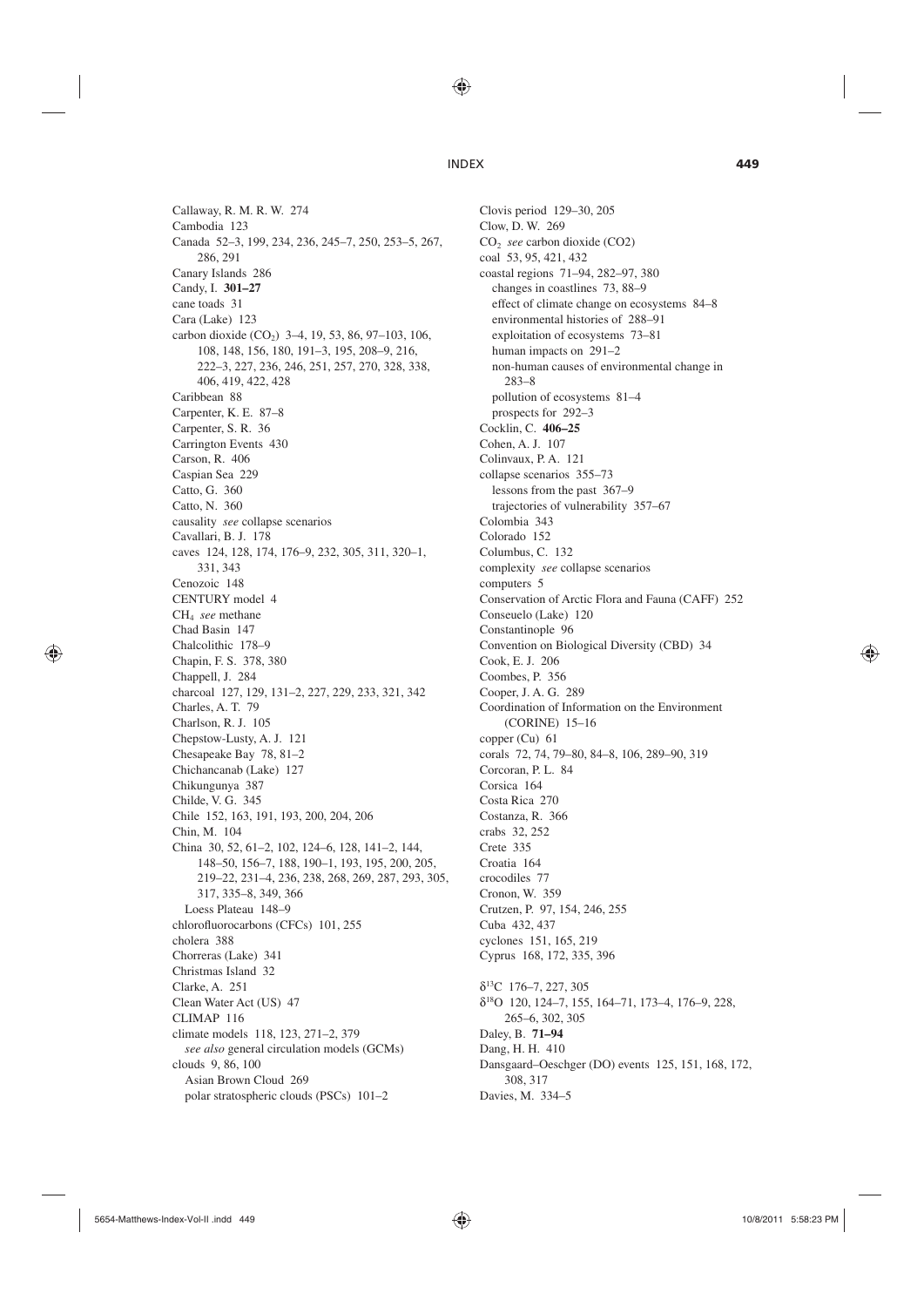Callaway, R. M. R. W. 274
Cambodia 123
Canada 52–3, 199, 234, 236, 245–7, 250, 253–5, 267, 286, 291
Canary Islands 286
Candy, I. **301–27**
cane toads 31
Cara (Lake) 123
carbon dioxide ($CO_2$) 3–4, 19, 53, 86, 97–103, 106, 108, 148, 156, 180, 191–3, 195, 208–9, 216, 222–3, 227, 236, 246, 251, 257, 270, 328, 338, 406, 419, 422, 428
Caribbean 88
Carpenter, K. E. 87–8
Carpenter, S. R. 36
Carrington Events 430
Carson, R. 406
Caspian Sea 229
Catto, G. 360
Catto, N. 360
causality *see* collapse scenarios
Cavallari, B. J. 178
caves 124, 128, 174, 176–9, 232, 305, 311, 320–1, 331, 343
Cenozoic 148
CENTURY model 4
$CH_4$ *see* methane
Chad Basin 147
Chalcolithic 178–9
Chapin, F. S. 378, 380
Chappell, J. 284
charcoal 127, 129, 131–2, 227, 229, 233, 321, 342
Charles, A. T. 79
Charlson, R. J. 105
Chepstow-Lusty, A. J. 121
Chesapeake Bay 78, 81–2
Chichancanab (Lake) 127
Chikungunya 387
Childe, V. G. 345
Chile 152, 163, 191, 193, 200, 204, 206
Chin, M. 104
China 30, 52, 61–2, 102, 124–6, 128, 141–2, 144, 148–50, 156–7, 188, 190–1, 193, 195, 200, 205, 219–22, 231–4, 236, 238, 268, 269, 287, 293, 305, 317, 335–8, 349, 366
  Loess Plateau 148–9
chlorofluorocarbons (CFCs) 101, 255
cholera 388
Chorreras (Lake) 341
Christmas Island 32
Clarke, A. 251
Clean Water Act (US) 47
CLIMAP 116
climate models 118, 123, 271–2, 379
  *see also* general circulation models (GCMs)
clouds 9, 86, 100
  Asian Brown Cloud 269
  polar stratospheric clouds (PSCs) 101–2
Clovis period 129–30, 205
Clow, D. W. 269
$CO_2$ *see* carbon dioxide (CO2)
coal 53, 95, 421, 432
coastal regions 71–94, 282–97, 380
  changes in coastlines 73, 88–9
  effect of climate change on ecosystems 84–8
  environmental histories of 288–91
  exploitation of ecosystems 73–81
  human impacts on 291–2
  non-human causes of environmental change in 283–8
  pollution of ecosystems 81–4
  prospects for 292–3
Cocklin, C. **406–25**
Cohen, A. J. 107
Colinvaux, P. A. 121
collapse scenarios 355–73
  lessons from the past 367–9
  trajectories of vulnerability 357–67
Colombia 343
Colorado 152
Columbus, C. 132
complexity *see* collapse scenarios
computers 5
Conservation of Arctic Flora and Fauna (CAFF) 252
Conseuelo (Lake) 120
Constantinople 96
Convention on Biological Diversity (CBD) 34
Cook, E. J. 206
Coombes, P. 356
Cooper, J. A. G. 289
Coordination of Information on the Environment (CORINE) 15–16
copper (Cu) 61
corals 72, 74, 79–80, 84–8, 106, 289–90, 319
Corcoran, P. L. 84
Corsica 164
Costa Rica 270
Costanza, R. 366
crabs 32, 252
Crete 335
Croatia 164
crocodiles 77
Cronon, W. 359
Crutzen, P. 97, 154, 246, 255
Cuba 432, 437
cyclones 151, 165, 219
Cyprus 168, 172, 335, 396

$\delta^{13}C$ 176–7, 227, 305
$\delta^{18}O$ 120, 124–7, 155, 164–71, 173–4, 176–9, 228, 265–6, 302, 305
Daley, B. **71–94**
Dang, H. H. 410
Dansgaard–Oeschger (DO) events 125, 151, 168, 172, 308, 317
Davies, M. 334–5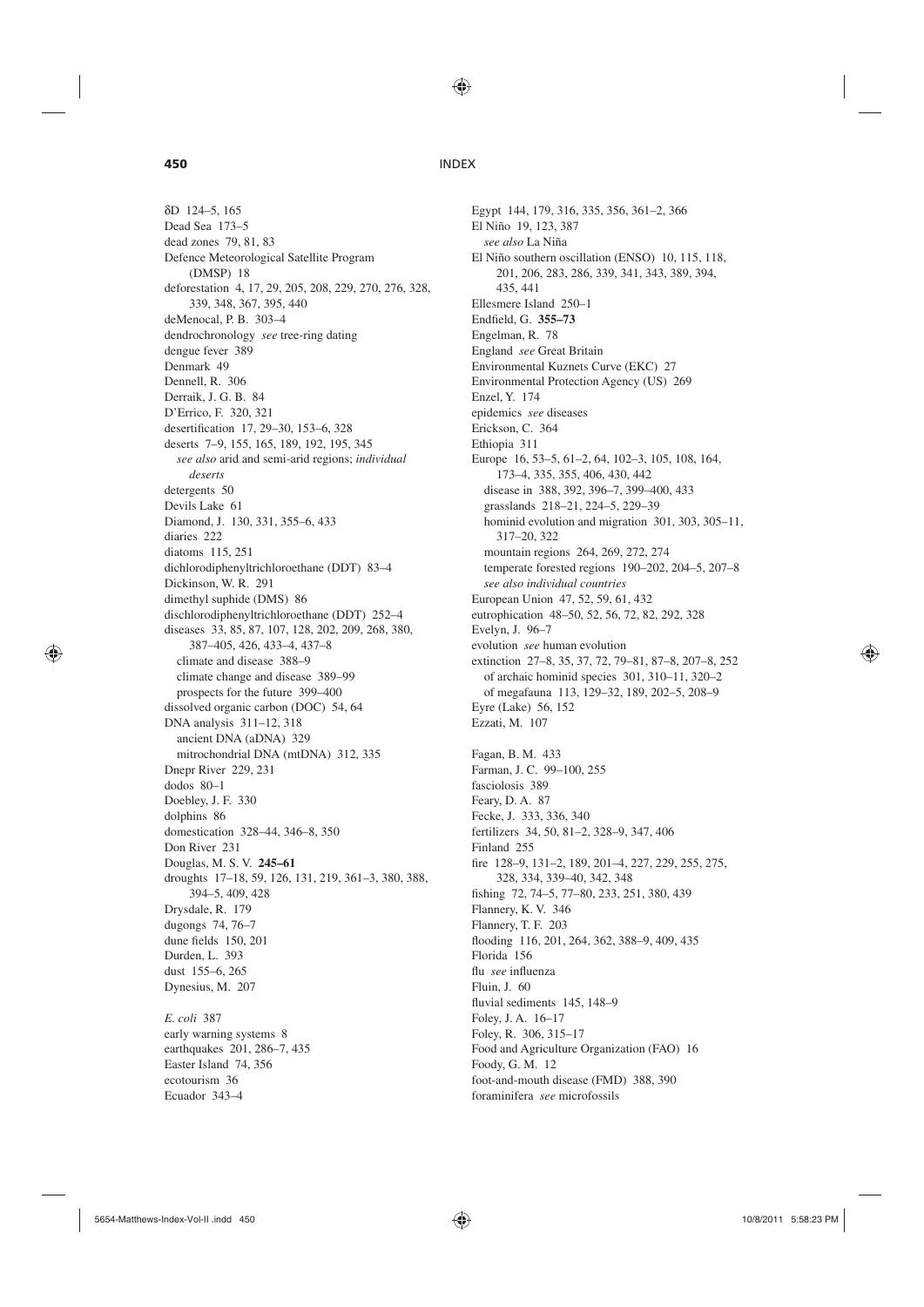δD 124–5, 165
Dead Sea 173–5
dead zones 79, 81, 83
Defence Meteorological Satellite Program (DMSP) 18
deforestation 4, 17, 29, 205, 208, 229, 270, 276, 328, 339, 348, 367, 395, 440
deMenocal, P. B. 303–4
dendrochronology *see* tree-ring dating
dengue fever 389
Denmark 49
Dennell, R. 306
Derraik, J. G. B. 84
D'Errico, F. 320, 321
desertification 17, 29–30, 153–6, 328
deserts 7–9, 155, 165, 189, 192, 195, 345
  *see also* arid and semi-arid regions; *individual deserts*
detergents 50
Devils Lake 61
Diamond, J. 130, 331, 355–6, 433
diaries 222
diatoms 115, 251
dichlorodiphenyltrichloroethane (DDT) 83–4
Dickinson, W. R. 291
dimethyl suphide (DMS) 86
dischlorodiphenyltrichloroethane (DDT) 252–4
diseases 33, 85, 87, 107, 128, 202, 209, 268, 380, 387–405, 426, 433–4, 437–8
  climate and disease 388–9
  climate change and disease 389–99
  prospects for the future 399–400
dissolved organic carbon (DOC) 54, 64
DNA analysis 311–12, 318
  ancient DNA (aDNA) 329
  mitochondrial DNA (mtDNA) 312, 335
Dnepr River 229, 231
dodos 80–1
Doebley, J. F. 330
dolphins 86
domestication 328–44, 346–8, 350
Don River 231
Douglas, M. S. V. **245–61**
droughts 17–18, 59, 126, 131, 219, 361–3, 380, 388, 394–5, 409, 428
Drysdale, R. 179
dugongs 74, 76–7
dune fields 150, 201
Durden, L. 393
dust 155–6, 265
Dynesius, M. 207

*E. coli* 387
early warning systems 8
earthquakes 201, 286–7, 435
Easter Island 74, 356
ecotourism 36
Ecuador 343–4
Egypt 144, 179, 316, 335, 356, 361–2, 366
El Niño 19, 123, 387
  *see also* La Niña
El Niño southern oscillation (ENSO) 10, 115, 118, 201, 206, 283, 286, 339, 341, 343, 389, 394, 435, 441
Ellesmere Island 250–1
Endfield, G. **355–73**
Engelman, R. 78
England *see* Great Britain
Environmental Kuznets Curve (EKC) 27
Environmental Protection Agency (US) 269
Enzel, Y. 174
epidemics *see* diseases
Erickson, C. 364
Ethiopia 311
Europe 16, 53–5, 61–2, 64, 102–3, 105, 108, 164, 173–4, 335, 355, 406, 430, 442
  disease in 388, 392, 396–7, 399–400, 433
  grasslands 218–21, 224–5, 229–39
  hominid evolution and migration 301, 303, 305–11, 317–20, 322
  mountain regions 264, 269, 272, 274
  temperate forested regions 190–202, 204–5, 207–8
  *see also individual countries*
European Union 47, 52, 59, 61, 432
eutrophication 48–50, 52, 56, 72, 82, 292, 328
Evelyn, J. 96–7
evolution *see* human evolution
extinction 27–8, 35, 37, 72, 79–81, 87–8, 207–8, 252
  of archaic hominid species 301, 310–11, 320–2
  of megafauna 113, 129–32, 189, 202–5, 208–9
Eyre (Lake) 56, 152
Ezzati, M. 107

Fagan, B. M. 433
Farman, J. C. 99–100, 255
fasciolosis 389
Feary, D. A. 87
Fecke, J. 333, 336, 340
fertilizers 34, 50, 81–2, 328–9, 347, 406
Finland 255
fire 128–9, 131–2, 189, 201–4, 227, 229, 255, 275, 328, 334, 339–40, 342, 348
fishing 72, 74–5, 77–80, 233, 251, 380, 439
Flannery, K. V. 346
Flannery, T. F. 203
flooding 116, 201, 264, 362, 388–9, 409, 435
Florida 156
flu *see* influenza
Fluin, J. 60
fluvial sediments 145, 148–9
Foley, J. A. 16–17
Foley, R. 306, 315–17
Food and Agriculture Organization (FAO) 16
Foody, G. M. 12
foot-and-mouth disease (FMD) 388, 390
foraminifera *see* microfossils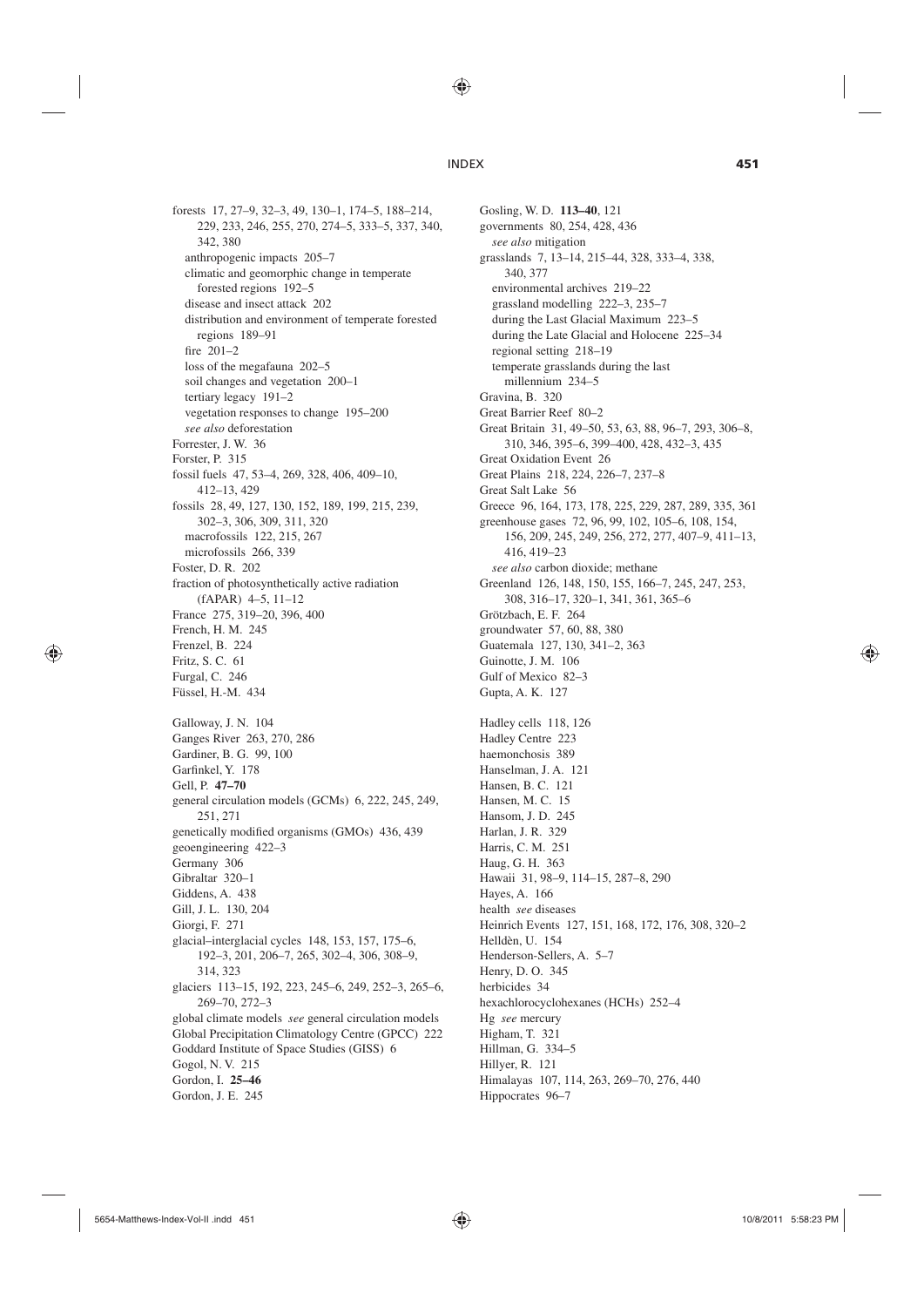forests 17, 27–9, 32–3, 49, 130–1, 174–5, 188–214, 229, 233, 246, 255, 270, 274–5, 333–5, 337, 340, 342, 380
  anthropogenic impacts 205–7
  climatic and geomorphic change in temperate forested regions 192–5
  disease and insect attack 202
  distribution and environment of temperate forested regions 189–91
  fire 201–2
  loss of the megafauna 202–5
  soil changes and vegetation 200–1
  tertiary legacy 191–2
  vegetation responses to change 195–200
  *see also* deforestation
Forrester, J. W. 36
Forster, P. 315
fossil fuels 47, 53–4, 269, 328, 406, 409–10, 412–13, 429
fossils 28, 49, 127, 130, 152, 189, 199, 215, 239, 302–3, 306, 309, 311, 320
  macrofossils 122, 215, 267
  microfossils 266, 339
Foster, D. R. 202
fraction of photosynthetically active radiation (fAPAR) 4–5, 11–12
France 275, 319–20, 396, 400
French, H. M. 245
Frenzel, B. 224
Fritz, S. C. 61
Furgal, C. 246
Füssel, H.-M. 434

Galloway, J. N. 104
Ganges River 263, 270, 286
Gardiner, B. G. 99, 100
Garfinkel, Y. 178
Gell, P. **47–70**
general circulation models (GCMs) 6, 222, 245, 249, 251, 271
genetically modified organisms (GMOs) 436, 439
geoengineering 422–3
Germany 306
Gibraltar 320–1
Giddens, A. 438
Gill, J. L. 130, 204
Giorgi, F. 271
glacial–interglacial cycles 148, 153, 157, 175–6, 192–3, 201, 206–7, 265, 302–4, 306, 308–9, 314, 323
glaciers 113–15, 192, 223, 245–6, 249, 252–3, 265–6, 269–70, 272–3
global climate models *see* general circulation models
Global Precipitation Climatology Centre (GPCC) 222
Goddard Institute of Space Studies (GISS) 6
Gogol, N. V. 215
Gordon, I. **25–46**
Gordon, J. E. 245
Gosling, W. D. **113–40**, 121
governments 80, 254, 428, 436
  *see also* mitigation
grasslands 7, 13–14, 215–44, 328, 333–4, 338, 340, 377
  environmental archives 219–22
  grassland modelling 222–3, 235–7
  during the Last Glacial Maximum 223–5
  during the Late Glacial and Holocene 225–34
  regional setting 218–19
  temperate grasslands during the last millennium 234–5
Gravina, B. 320
Great Barrier Reef 80–2
Great Britain 31, 49–50, 53, 63, 88, 96–7, 293, 306–8, 310, 346, 395–6, 399–400, 428, 432–3, 435
Great Oxidation Event 26
Great Plains 218, 224, 226–7, 237–8
Great Salt Lake 56
Greece 96, 164, 173, 178, 225, 229, 287, 289, 335, 361
greenhouse gases 72, 96, 99, 102, 105–6, 108, 154, 156, 209, 245, 249, 256, 272, 277, 407–9, 411–13, 416, 419–23
  *see also* carbon dioxide; methane
Greenland 126, 148, 150, 155, 166–7, 245, 247, 253, 308, 316–17, 320–1, 341, 361, 365–6
Grötzbach, E. F. 264
groundwater 57, 60, 88, 380
Guatemala 127, 130, 341–2, 363
Guinotte, J. M. 106
Gulf of Mexico 82–3
Gupta, A. K. 127

Hadley cells 118, 126
Hadley Centre 223
haemonchosis 389
Hanselman, J. A. 121
Hansen, B. C. 121
Hansen, M. C. 15
Hansom, J. D. 245
Harlan, J. R. 329
Harris, C. M. 251
Haug, G. H. 363
Hawaii 31, 98–9, 114–15, 287–8, 290
Hayes, A. 166
health *see* diseases
Heinrich Events 127, 151, 168, 172, 176, 308, 320–2
Helldèn, U. 154
Henderson-Sellers, A. 5–7
Henry, D. O. 345
herbicides 34
hexachlorocyclohexanes (HCHs) 252–4
Hg *see* mercury
Higham, T. 321
Hillman, G. 334–5
Hillyer, R. 121
Himalayas 107, 114, 263, 269–70, 276, 440
Hippocrates 96–7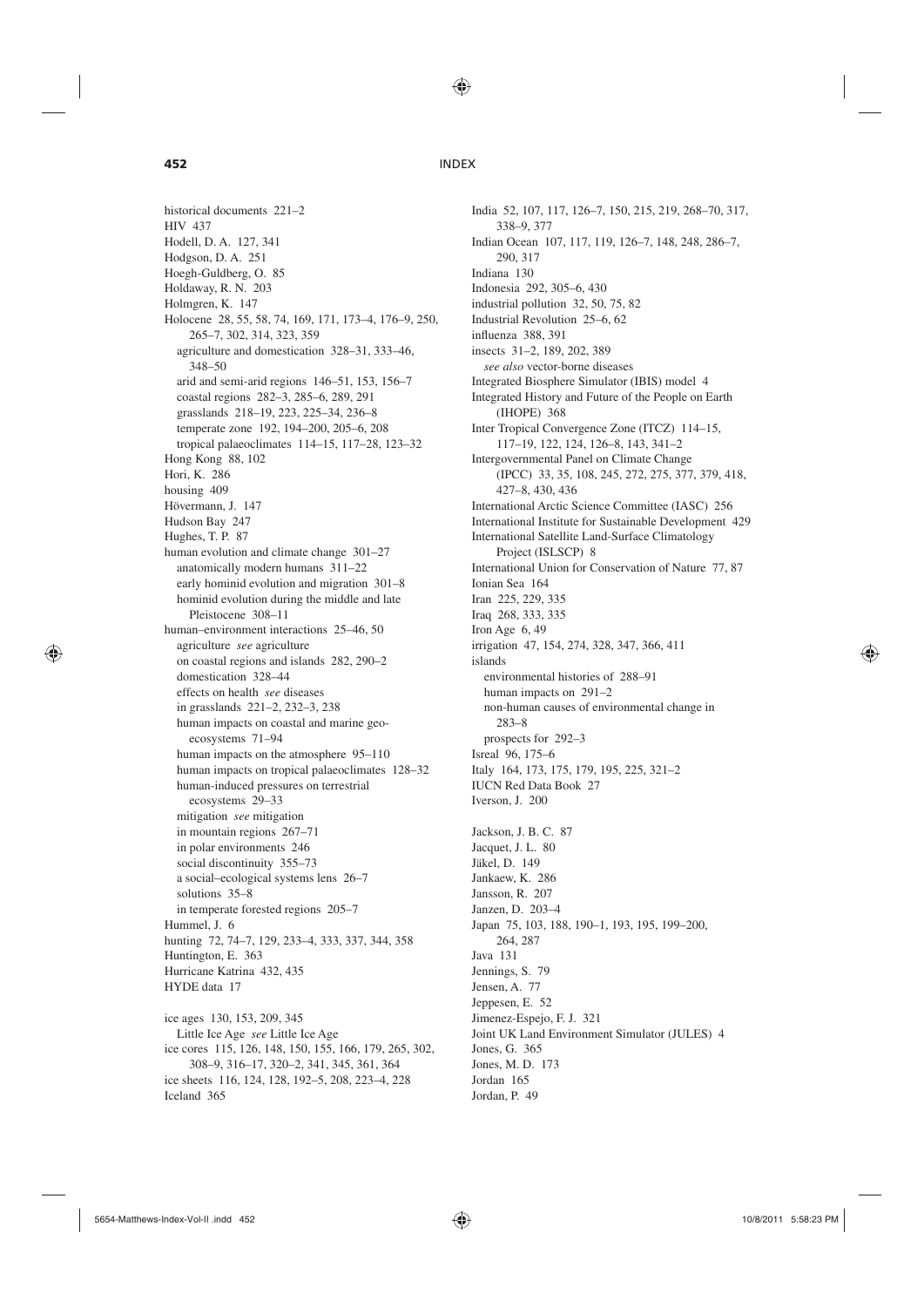historical documents 221–2
HIV 437
Hodell, D. A. 127, 341
Hodgson, D. A. 251
Hoegh-Guldberg, O. 85
Holdaway, R. N. 203
Holmgren, K. 147
Holocene 28, 55, 58, 74, 169, 171, 173–4, 176–9, 250, 265–7, 302, 314, 323, 359
  agriculture and domestication 328–31, 333–46, 348–50
  arid and semi-arid regions 146–51, 153, 156–7
  coastal regions 282–3, 285–6, 289, 291
  grasslands 218–19, 223, 225–34, 236–8
  temperate zone 192, 194–200, 205–6, 208
  tropical palaeoclimates 114–15, 117–28, 123–32
Hong Kong 88, 102
Hori, K. 286
housing 409
Hövermann, J. 147
Hudson Bay 247
Hughes, T. P. 87
human evolution and climate change 301–27
  anatomically modern humans 311–22
  early hominid evolution and migration 301–8
  hominid evolution during the middle and late Pleistocene 308–11
human–environment interactions 25–46, 50
  agriculture *see* agriculture
  on coastal regions and islands 282, 290–2
  domestication 328–44
  effects on health *see* diseases
  in grasslands 221–2, 232–3, 238
  human impacts on coastal and marine geo-ecosystems 71–94
  human impacts on the atmosphere 95–110
  human impacts on tropical palaeoclimates 128–32
  human-induced pressures on terrestrial ecosystems 29–33
  mitigation *see* mitigation
  in mountain regions 267–71
  in polar environments 246
  social discontinuity 355–73
  a social–ecological systems lens 26–7
  solutions 35–8
  in temperate forested regions 205–7
Hummel, J. 6
hunting 72, 74–7, 129, 233–4, 333, 337, 344, 358
Huntington, E. 363
Hurricane Katrina 432, 435
HYDE data 17

ice ages 130, 153, 209, 345
  Little Ice Age *see* Little Ice Age
ice cores 115, 126, 148, 150, 155, 166, 179, 265, 302, 308–9, 316–17, 320–2, 341, 345, 361, 364
ice sheets 116, 124, 128, 192–5, 208, 223–4, 228
Iceland 365
India 52, 107, 117, 126–7, 150, 215, 219, 268–70, 317, 338–9, 377
Indian Ocean 107, 117, 119, 126–7, 148, 248, 286–7, 290, 317
Indiana 130
Indonesia 292, 305–6, 430
industrial pollution 32, 50, 75, 82
Industrial Revolution 25–6, 62
influenza 388, 391
insects 31–2, 189, 202, 389
  *see also* vector-borne diseases
Integrated Biosphere Simulator (IBIS) model 4
Integrated History and Future of the People on Earth (IHOPE) 368
Inter Tropical Convergence Zone (ITCZ) 114–15, 117–19, 122, 124, 126–8, 143, 341–2
Intergovernmental Panel on Climate Change (IPCC) 33, 35, 108, 245, 272, 275, 377, 379, 418, 427–8, 430, 436
International Arctic Science Committee (IASC) 256
International Institute for Sustainable Development 429
International Satellite Land-Surface Climatology Project (ISLSCP) 8
International Union for Conservation of Nature 77, 87
Ionian Sea 164
Iran 225, 229, 335
Iraq 268, 333, 335
Iron Age 6, 49
irrigation 47, 154, 274, 328, 347, 366, 411
islands
  environmental histories of 288–91
  human impacts on 291–2
  non-human causes of environmental change in 283–8
  prospects for 292–3
Isreal 96, 175–6
Italy 164, 173, 175, 179, 195, 225, 321–2
IUCN Red Data Book 27
Iverson, J. 200

Jackson, J. B. C. 87
Jacquet, J. L. 80
Jäkel, D. 149
Jankaew, K. 286
Jansson, R. 207
Janzen, D. 203–4
Japan 75, 103, 188, 190–1, 193, 195, 199–200, 264, 287
Java 131
Jennings, S. 79
Jensen, A. 77
Jeppesen, E. 52
Jimenez-Espejo, F. J. 321
Joint UK Land Environment Simulator (JULES) 4
Jones, G. 365
Jones, M. D. 173
Jordan 165
Jordan, P. 49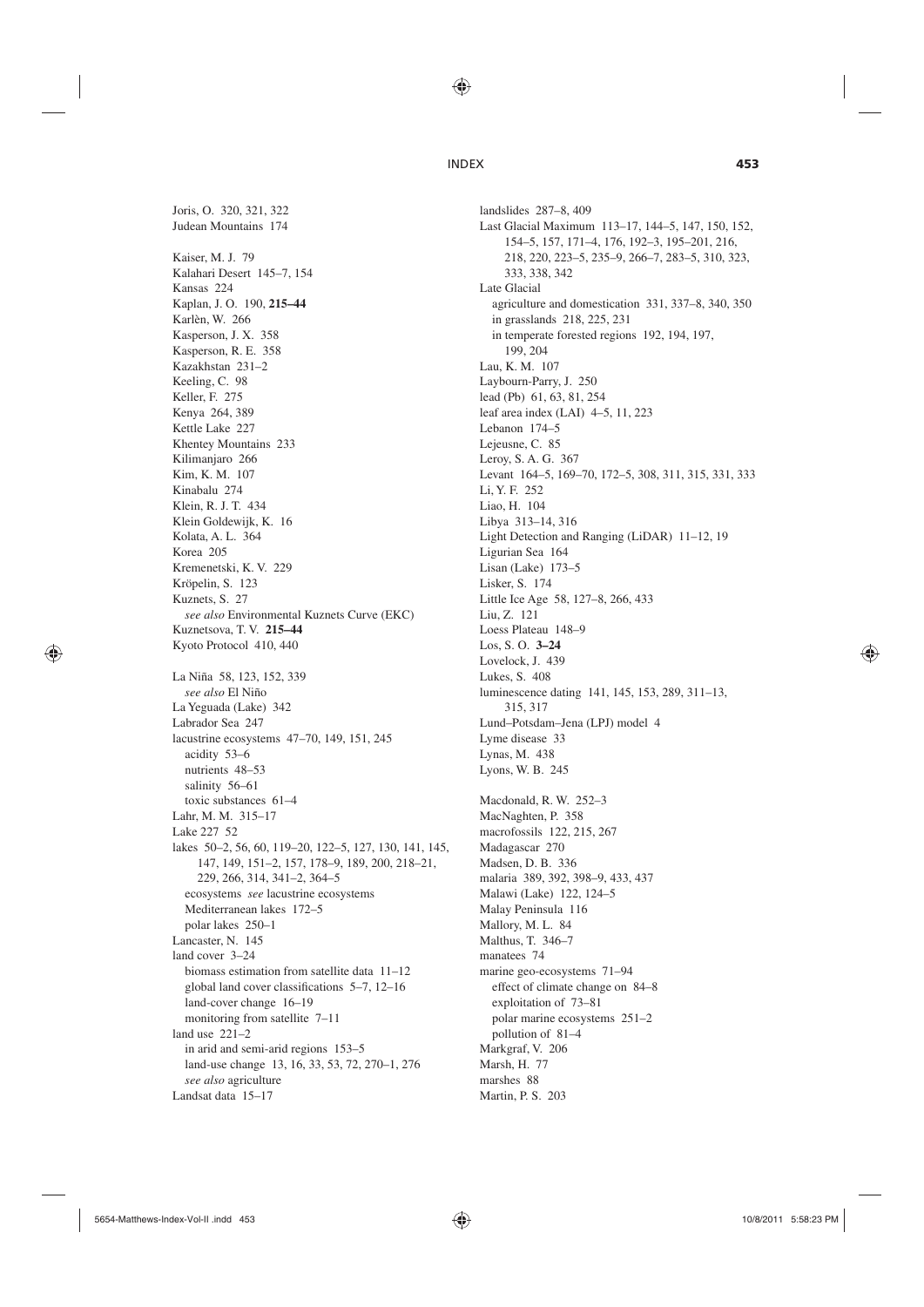Joris, O. 320, 321, 322
Judean Mountains 174

Kaiser, M. J. 79
Kalahari Desert 145–7, 154
Kansas 224
Kaplan, J. O. 190, **215–44**
Karlèn, W. 266
Kasperson, J. X. 358
Kasperson, R. E. 358
Kazakhstan 231–2
Keeling, C. 98
Keller, F. 275
Kenya 264, 389
Kettle Lake 227
Khentey Mountains 233
Kilimanjaro 266
Kim, K. M. 107
Kinabalu 274
Klein, R. J. T. 434
Klein Goldewijk, K. 16
Kolata, A. L. 364
Korea 205
Kremenetski, K. V. 229
Kröpelin, S. 123
Kuznets, S. 27
  *see also* Environmental Kuznets Curve (EKC)
Kuznetsova, T. V. **215–44**
Kyoto Protocol 410, 440

La Niña 58, 123, 152, 339
  *see also* El Niño
La Yeguada (Lake) 342
Labrador Sea 247
lacustrine ecosystems 47–70, 149, 151, 245
  acidity 53–6
  nutrients 48–53
  salinity 56–61
  toxic substances 61–4
Lahr, M. M. 315–17
Lake 227 52
lakes 50–2, 56, 60, 119–20, 122–5, 127, 130, 141, 145, 147, 149, 151–2, 157, 178–9, 189, 200, 218–21, 229, 266, 314, 341–2, 364–5
  ecosystems *see* lacustrine ecosystems
  Mediterranean lakes 172–5
  polar lakes 250–1
Lancaster, N. 145
land cover 3–24
  biomass estimation from satellite data 11–12
  global land cover classifications 5–7, 12–16
  land-cover change 16–19
  monitoring from satellite 7–11
land use 221–2
  in arid and semi-arid regions 153–5
  land-use change 13, 16, 33, 53, 72, 270–1, 276
  *see also* agriculture
Landsat data 15–17
landslides 287–8, 409
Last Glacial Maximum 113–17, 144–5, 147, 150, 152, 154–5, 157, 171–4, 176, 192–3, 195–201, 216, 218, 220, 223–5, 235–9, 266–7, 283–5, 310, 323, 333, 338, 342
Late Glacial
  agriculture and domestication 331, 337–8, 340, 350
  in grasslands 218, 225, 231
  in temperate forested regions 192, 194, 197, 199, 204
Lau, K. M. 107
Laybourn-Parry, J. 250
lead (Pb) 61, 63, 81, 254
leaf area index (LAI) 4–5, 11, 223
Lebanon 174–5
Lejeusne, C. 85
Leroy, S. A. G. 367
Levant 164–5, 169–70, 172–5, 308, 311, 315, 331, 333
Li, Y. F. 252
Liao, H. 104
Libya 313–14, 316
Light Detection and Ranging (LiDAR) 11–12, 19
Ligurian Sea 164
Lisan (Lake) 173–5
Lisker, S. 174
Little Ice Age 58, 127–8, 266, 433
Liu, Z. 121
Loess Plateau 148–9
Los, S. O. **3–24**
Lovelock, J. 439
Lukes, S. 408
luminescence dating 141, 145, 153, 289, 311–13, 315, 317
Lund–Potsdam–Jena (LPJ) model 4
Lyme disease 33
Lynas, M. 438
Lyons, W. B. 245

Macdonald, R. W. 252–3
MacNaghten, P. 358
macrofossils 122, 215, 267
Madagascar 270
Madsen, D. B. 336
malaria 389, 392, 398–9, 433, 437
Malawi (Lake) 122, 124–5
Malay Peninsula 116
Mallory, M. L. 84
Malthus, T. 346–7
manatees 74
marine geo-ecosystems 71–94
  effect of climate change on 84–8
  exploitation of 73–81
  polar marine ecosystems 251–2
  pollution of 81–4
Markgraf, V. 206
Marsh, H. 77
marshes 88
Martin, P. S. 203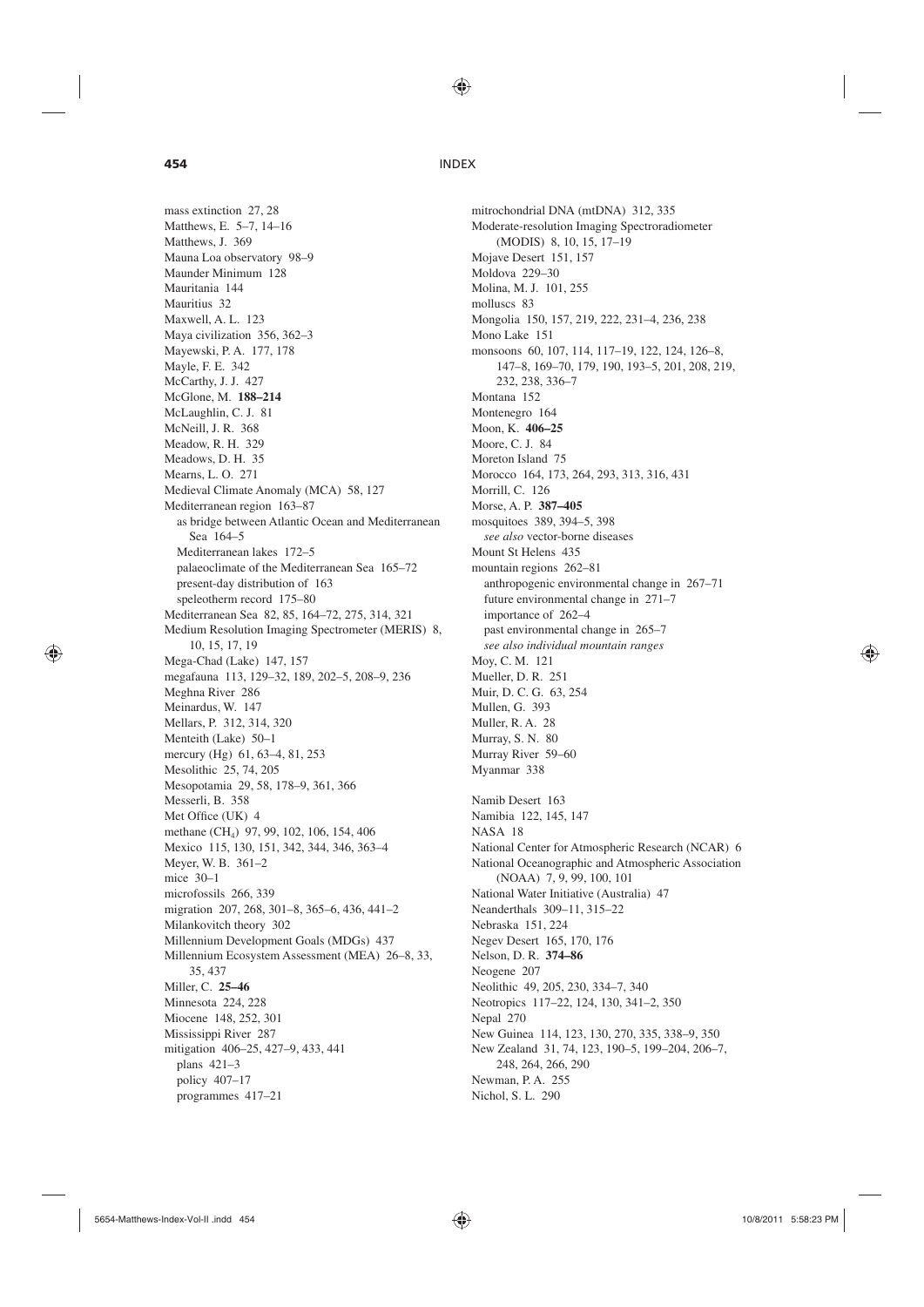mass extinction 27, 28
Matthews, E. 5–7, 14–16
Matthews, J. 369
Mauna Loa observatory 98–9
Maunder Minimum 128
Mauritania 144
Mauritius 32
Maxwell, A. L. 123
Maya civilization 356, 362–3
Mayewski, P. A. 177, 178
Mayle, F. E. 342
McCarthy, J. J. 427
McGlone, M. **188–214**
McLaughlin, C. J. 81
McNeill, J. R. 368
Meadow, R. H. 329
Meadows, D. H. 35
Mearns, L. O. 271
Medieval Climate Anomaly (MCA) 58, 127
Mediterranean region 163–87
 as bridge between Atlantic Ocean and Mediterranean Sea 164–5
 Mediterranean lakes 172–5
 palaeoclimate of the Mediterranean Sea 165–72
 present-day distribution of 163
 speleotherm record 175–80
Mediterranean Sea 82, 85, 164–72, 275, 314, 321
Medium Resolution Imaging Spectrometer (MERIS) 8, 10, 15, 17, 19
Mega-Chad (Lake) 147, 157
megafauna 113, 129–32, 189, 202–5, 208–9, 236
Meghna River 286
Meinardus, W. 147
Mellars, P. 312, 314, 320
Menteith (Lake) 50–1
mercury (Hg) 61, 63–4, 81, 253
Mesolithic 25, 74, 205
Mesopotamia 29, 58, 178–9, 361, 366
Messerli, B. 358
Met Office (UK) 4
methane ($CH_4$) 97, 99, 102, 106, 154, 406
Mexico 115, 130, 151, 342, 344, 346, 363–4
Meyer, W. B. 361–2
mice 30–1
microfossils 266, 339
migration 207, 268, 301–8, 365–6, 436, 441–2
Milankovitch theory 302
Millennium Development Goals (MDGs) 437
Millennium Ecosystem Assessment (MEA) 26–8, 33, 35, 437
Miller, C. **25–46**
Minnesota 224, 228
Miocene 148, 252, 301
Mississippi River 287
mitigation 406–25, 427–9, 433, 441
 plans 421–3
 policy 407–17
 programmes 417–21
mitrochondrial DNA (mtDNA) 312, 335
Moderate-resolution Imaging Spectroradiometer (MODIS) 8, 10, 15, 17–19
Mojave Desert 151, 157
Moldova 229–30
Molina, M. J. 101, 255
molluscs 83
Mongolia 150, 157, 219, 222, 231–4, 236, 238
Mono Lake 151
monsoons 60, 107, 114, 117–19, 122, 124, 126–8, 147–8, 169–70, 179, 190, 193–5, 201, 208, 219, 232, 238, 336–7
Montana 152
Montenegro 164
Moon, K. **406–25**
Moore, C. J. 84
Moreton Island 75
Morocco 164, 173, 264, 293, 313, 316, 431
Morrill, C. 126
Morse, A. P. **387–405**
mosquitoes 389, 394–5, 398
 *see also* vector-borne diseases
Mount St Helens 435
mountain regions 262–81
 anthropogenic environmental change in 267–71
 future environmental change in 271–7
 importance of 262–4
 past environmental change in 265–7
 *see also individual mountain ranges*
Moy, C. M. 121
Mueller, D. R. 251
Muir, D. C. G. 63, 254
Mullen, G. 393
Muller, R. A. 28
Murray, S. N. 80
Murray River 59–60
Myanmar 338

Namib Desert 163
Namibia 122, 145, 147
NASA 18
National Center for Atmospheric Research (NCAR) 6
National Oceanographic and Atmospheric Association (NOAA) 7, 9, 99, 100, 101
National Water Initiative (Australia) 47
Neanderthals 309–11, 315–22
Nebraska 151, 224
Negev Desert 165, 170, 176
Nelson, D. R. **374–86**
Neogene 207
Neolithic 49, 205, 230, 334–7, 340
Neotropics 117–22, 124, 130, 341–2, 350
Nepal 270
New Guinea 114, 123, 130, 270, 335, 338–9, 350
New Zealand 31, 74, 123, 190–5, 199–204, 206–7, 248, 264, 266, 290
Newman, P. A. 255
Nichol, S. L. 290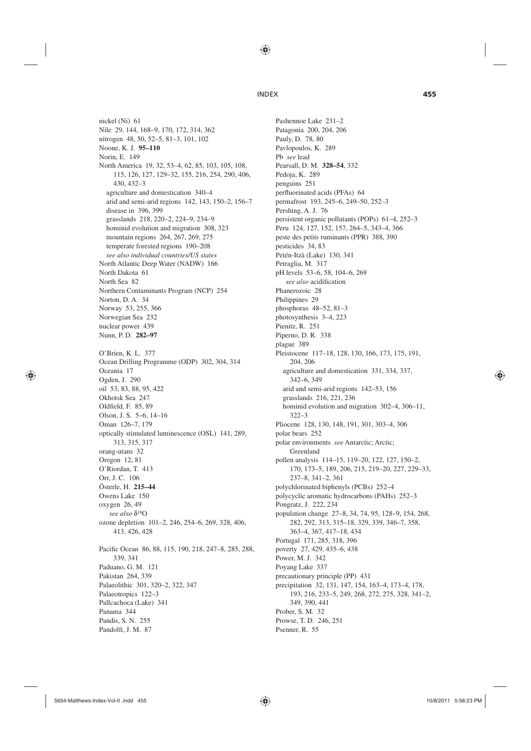nickel (Ni) 61
Nile 29, 144, 168–9, 170, 172, 314, 362
nitrogen 48, 50, 52–5, 81–3, 101, 102
Noone, K. J. **95–110**
Norin, E. 149
North America 19, 32, 53–4, 62, 85, 103, 105, 108, 115, 126, 127, 129–32, 155, 216, 254, 290, 406, 430, 432–3
  agriculture and domestication 340–4
  arid and semi-arid regions 142, 143, 150–2, 156–7
  disease in 396, 399
  grasslands 218, 220–2, 224–9, 234–9
  hominid evolution and migration 308, 323
  mountain regions 264, 267, 269, 275
  temperate forested regions 190–208
  *see also individual countries/US states*
North Atlantic Deep Water (NADW) 166
North Dakota 61
North Sea 82
Northern Contaminants Program (NCP) 254
Norton, D. A. 34
Norway 53, 255, 366
Norwegian Sea 232
nuclear power 439
Nunn, P. D. **282–97**

O'Brien, K. L. 377
Ocean Drilling Programme (ODP) 302, 304, 314
Oceania 17
Ogden, J. 290
oil 53, 83, 88, 95, 422
Okhotsk Sea 247
Oldfield, F. 85, 89
Olson, J. S. 5–6, 14–16
Oman 126–7, 179
optically stimulated luminescence (OSL) 141, 289, 313, 315, 317
orang-utans 32
Oregon 12, 81
O'Riordan, T. 413
Orr, J. C. 106
Österle, H. **215–44**
Owens Lake 150
oxygen 26, 49
  *see also* $\delta^{18}O$
ozone depletion 101–2, 246, 254–6, 269, 328, 406, 413, 426, 428

Pacific Ocean 86, 88, 115, 190, 218, 247–8, 285, 288, 339, 341
Paduano, G. M. 121
Pakistan 264, 339
Palaeolithic 301, 320–2, 322, 347
Palaeotropics 122–3
Pallcachoca (Lake) 341
Panama 344
Pandis, S. N. 255
Pandolfi, J. M. 87
Pashennoe Lake 231–2
Patagonia 200, 204, 206
Pauly, D. 78, 80
Pavlopoulos, K. 289
Pb *see* lead
Pearsall, D. M. **328–54**, 332
Pedoja, K. 289
penguins 251
perfluorinated acids (PFAs) 64
permafrost 193, 245–6, 249–50, 252–3
Pershing, A. J. 76
persistent organic pollutants (POPs) 61–4, 252–3
Peru 124, 127, 152, 157, 264–5, 343–4, 366
peste des petits ruminants (PPR) 388, 390
pesticides 34, 83
Petén-Itzà (Lake) 130, 341
Petraglia, M. 317
pH levels 53–6, 58, 104–6, 269
  *see also* acidification
Phanerozoic 28
Philippines 29
phosphorus 48–52, 81–3
photosynthesis 3–4, 223
Pienitz, R. 251
Piperno, D. R. 338
plague 389
Pleistocene 117–18, 128, 130, 166, 173, 175, 191, 204, 206
  agriculture and domestication 331, 334, 337, 342–6, 349
  arid and semi-arid regions 142–53, 156
  grasslands 216, 221, 236
  hominid evolution and migration 302–4, 306–11, 322–3
Pliocene 128, 130, 148, 191, 301, 303–4, 306
polar bears 252
polar environments *see* Antarctic; Arctic; Greenland
pollen analysis 114–15, 119–20, 122, 127, 150–2, 170, 173–5, 189, 206, 215, 219–20, 227, 229–33, 237–8, 341–2, 361
polychlorinated biphenyls (PCBs) 252–4
polycyclic aromatic hydrocarbons (PAHs) 252–3
Pongratz, J. 222, 234
population change 27–8, 34, 74, 95, 128–9, 154, 268, 282, 292, 313, 315–18, 329, 339, 346–7, 358, 363–4, 367, 417–18, 434
Portugal 171, 285, 318, 396
poverty 27, 429, 435–6, 438
Power, M. J. 342
Poyang Lake 337
precautionary principle (PP) 431
precipitation 32, 131, 147, 154, 163–4, 173–4, 178, 193, 216, 233–5, 249, 268, 272, 275, 328, 341–2, 349, 390, 441
Prober, S. M. 32
Prowse, T. D. 246, 251
Psenner, R. 55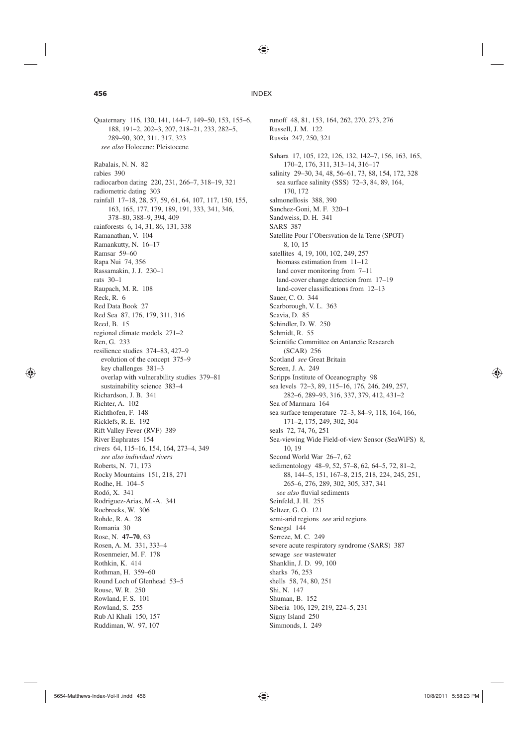Quaternary 116, 130, 141, 144–7, 149–50, 153, 155–6, 188, 191–2, 202–3, 207, 218–21, 233, 282–5, 289–90, 302, 311, 317, 323
  *see also* Holocene; Pleistocene

Rabalais, N. N. 82
rabies 390
radiocarbon dating 220, 231, 266–7, 318–19, 321
radiometric dating 303
rainfall 17–18, 28, 57, 59, 61, 64, 107, 117, 150, 155, 163, 165, 177, 179, 189, 191, 333, 341, 346, 378–80, 388–9, 394, 409
rainforests 6, 14, 31, 86, 131, 338
Ramanathan, V. 104
Ramankutty, N. 16–17
Ramsar 59–60
Rapa Nui 74, 356
Rassamakin, J. J. 230–1
rats 30–1
Raupach, M. R. 108
Reck, R. 6
Red Data Book 27
Red Sea 87, 176, 179, 311, 316
Reed, B. 15
regional climate models 271–2
Ren, G. 233
resilience studies 374–83, 427–9
  evolution of the concept 375–9
  key challenges 381–3
  overlap with vulnerability studies 379–81
  sustainability science 383–4
Richardson, J. B. 341
Richter, A. 102
Richthofen, F. 148
Ricklefs, R. E. 192
Rift Valley Fever (RVF) 389
River Euphrates 154
rivers 64, 115–16, 154, 164, 273–4, 349
  *see also individual rivers*
Roberts, N. 71, 173
Rocky Mountains 151, 218, 271
Rodhe, H. 104–5
Rodó, X. 341
Rodriguez-Arias, M.-A. 341
Roebroeks, W. 306
Rohde, R. A. 28
Romania 30
Rose, N. **47–70**, 63
Rosen, A. M. 331, 333–4
Rosenmeier, M. F. 178
Rothkin, K. 414
Rothman, H. 359–60
Round Loch of Glenhead 53–5
Rouse, W. R. 250
Rowland, F. S. 101
Rowland, S. 255
Rub Al Khali 150, 157
Ruddiman, W. 97, 107
runoff 48, 81, 153, 164, 262, 270, 273, 276
Russell, J. M. 122
Russia 247, 250, 321

Sahara 17, 105, 122, 126, 132, 142–7, 156, 163, 165, 170–2, 176, 311, 313–14, 316–17
salinity 29–30, 34, 48, 56–61, 73, 88, 154, 172, 328
  sea surface salinity (SSS) 72–3, 84, 89, 164, 170, 172
salmonellosis 388, 390
Sanchez-Goni, M. F. 320–1
Sandweiss, D. H. 341
SARS 387
Satellite Pour l'Obersvation de la Terre (SPOT) 8, 10, 15
satellites 4, 19, 100, 102, 249, 257
  biomass estimation from 11–12
  land cover monitoring from 7–11
  land-cover change detection from 17–19
  land-cover classifications from 12–13
Sauer, C. O. 344
Scarborough, V. L. 363
Scavia, D. 85
Schindler, D. W. 250
Schmidt, R. 55
Scientific Committee on Antarctic Research (SCAR) 256
Scotland *see* Great Britain
Screen, J. A. 249
Scripps Institute of Oceanography 98
sea levels 72–3, 89, 115–16, 176, 246, 249, 257, 282–6, 289–93, 316, 337, 379, 412, 431–2
Sea of Marmara 164
sea surface temperature 72–3, 84–9, 118, 164, 166, 171–2, 175, 249, 302, 304
seals 72, 74, 76, 251
Sea-viewing Wide Field-of-view Sensor (SeaWiFS) 8, 10, 19
Second World War 26–7, 62
sedimentology 48–9, 52, 57–8, 62, 64–5, 72, 81–2, 88, 144–5, 151, 167–8, 215, 218, 224, 245, 251, 265–6, 276, 289, 302, 305, 337, 341
  *see also* fluvial sediments
Seinfeld, J. H. 255
Seltzer, G. O. 121
semi-arid regions *see* arid regions
Senegal 144
Serreze, M. C. 249
severe acute respiratory syndrome (SARS) 387
sewage *see* wastewater
Shanklin, J. D. 99, 100
sharks 76, 253
shells 58, 74, 80, 251
Shi, N. 147
Shuman, B. 152
Siberia 106, 129, 219, 224–5, 231
Signy Island 250
Simmonds, I. 249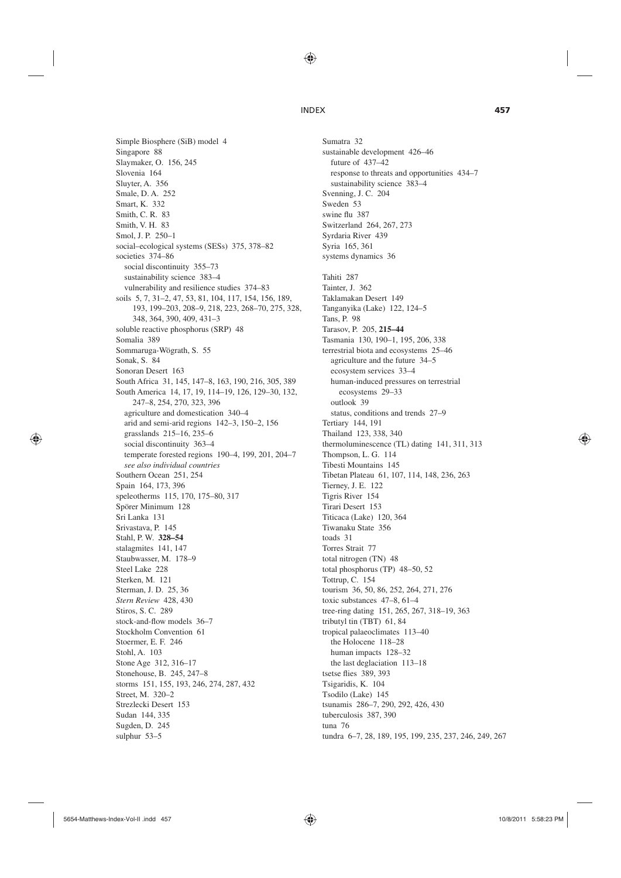Simple Biosphere (SiB) model 4
Singapore 88
Slaymaker, O. 156, 245
Slovenia 164
Sluyter, A. 356
Smale, D. A. 252
Smart, K. 332
Smith, C. R. 83
Smith, V. H. 83
Smol, J. P. 250–1
social–ecological systems (SESs) 375, 378–82
societies 374–86
  social discontinuity 355–73
  sustainability science 383–4
  vulnerability and resilience studies 374–83
soils 5, 7, 31–2, 47, 53, 81, 104, 117, 154, 156, 189, 193, 199–203, 208–9, 218, 223, 268–70, 275, 328, 348, 364, 390, 409, 431–3
soluble reactive phosphorus (SRP) 48
Somalia 389
Sommaruga-Wögrath, S. 55
Sonak, S. 84
Sonoran Desert 163
South Africa 31, 145, 147–8, 163, 190, 216, 305, 389
South America 14, 17, 19, 114–19, 126, 129–30, 132, 247–8, 254, 270, 323, 396
  agriculture and domestication 340–4
  arid and semi-arid regions 142–3, 150–2, 156
  grasslands 215–16, 235–6
  social discontinuity 363–4
  temperate forested regions 190–4, 199, 201, 204–7
  *see also individual countries*
Southern Ocean 251, 254
Spain 164, 173, 396
speleotherms 115, 170, 175–80, 317
Spörer Minimum 128
Sri Lanka 131
Srivastava, P. 145
Stahl, P. W. **328–54**
stalagmites 141, 147
Staubwasser, M. 178–9
Steel Lake 228
Sterken, M. 121
Sterman, J. D. 25, 36
*Stern Review* 428, 430
Stiros, S. C. 289
stock-and-flow models 36–7
Stockholm Convention 61
Stoermer, E. F. 246
Stohl, A. 103
Stone Age 312, 316–17
Stonehouse, B. 245, 247–8
storms 151, 155, 193, 246, 274, 287, 432
Street, M. 320–2
Strezlecki Desert 153
Sudan 144, 335
Sugden, D. 245
sulphur 53–5
Sumatra 32
sustainable development 426–46
  future of 437–42
  response to threats and opportunities 434–7
  sustainability science 383–4
Svenning, J. C. 204
Sweden 53
swine flu 387
Switzerland 264, 267, 273
Syrdaria River 439
Syria 165, 361
systems dynamics 36

Tahiti 287
Tainter, J. 362
Taklamakan Desert 149
Tanganyika (Lake) 122, 124–5
Tans, P. 98
Tarasov, P. 205, **215–44**
Tasmania 130, 190–1, 195, 206, 338
terrestrial biota and ecosystems 25–46
  agriculture and the future 34–5
  ecosystem services 33–4
  human-induced pressures on terrestrial ecosystems 29–33
  outlook 39
  status, conditions and trends 27–9
Tertiary 144, 191
Thailand 123, 338, 340
thermoluminescence (TL) dating 141, 311, 313
Thompson, L. G. 114
Tibesti Mountains 145
Tibetan Plateau 61, 107, 114, 148, 236, 263
Tierney, J. E. 122
Tigris River 154
Tirari Desert 153
Titicaca (Lake) 120, 364
Tiwanaku State 356
toads 31
Torres Strait 77
total nitrogen (TN) 48
total phosphorus (TP) 48–50, 52
Tottrup, C. 154
tourism 36, 50, 86, 252, 264, 271, 276
toxic substances 47–8, 61–4
tree-ring dating 151, 265, 267, 318–19, 363
tributyl tin (TBT) 61, 84
tropical palaeoclimates 113–40
  the Holocene 118–28
  human impacts 128–32
  the last deglaciation 113–18
tsetse flies 389, 393
Tsigaridis, K. 104
Tsodilo (Lake) 145
tsunamis 286–7, 290, 292, 426, 430
tuberculosis 387, 390
tuna 76
tundra 6–7, 28, 189, 195, 199, 235, 237, 246, 249, 267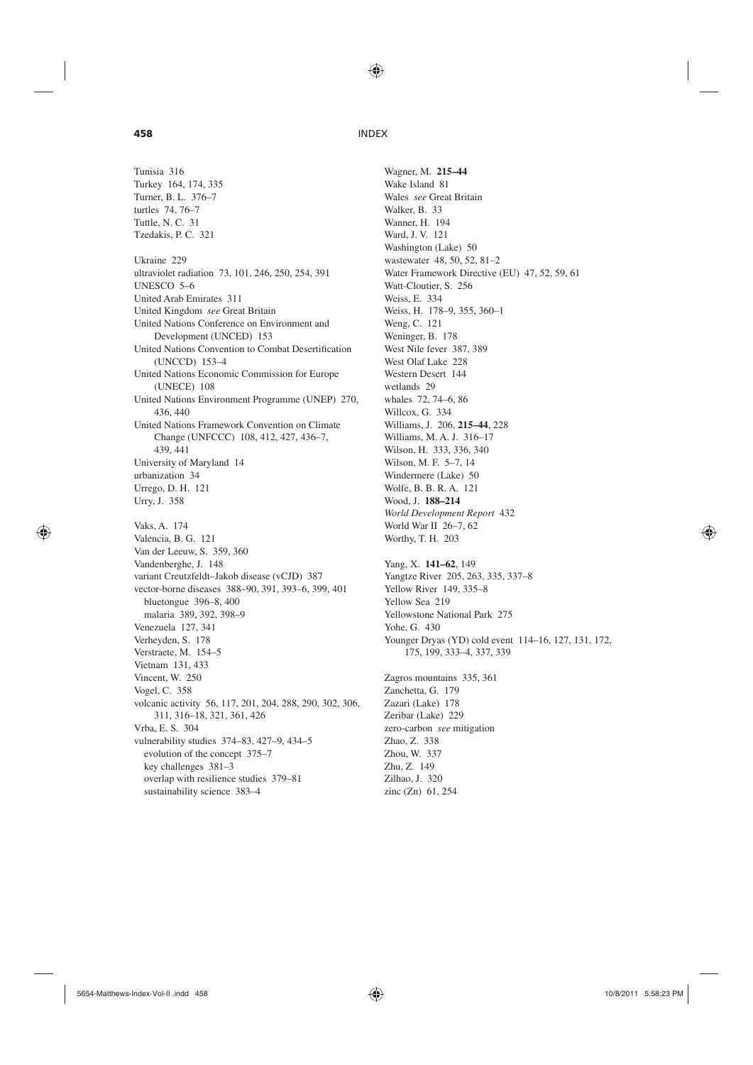Tunisia 316
Turkey 164, 174, 335
Turner, B. L. 376–7
turtles 74, 76–7
Tuttle, N. C. 31
Tzedakis, P. C. 321

Ukraine 229
ultraviolet radiation 73, 101, 246, 250, 254, 391
UNESCO 5–6
United Arab Emirates 311
United Kingdom *see* Great Britain
United Nations Conference on Environment and Development (UNCED) 153
United Nations Convention to Combat Desertification (UNCCD) 153–4
United Nations Economic Commission for Europe (UNECE) 108
United Nations Environment Programme (UNEP) 270, 436, 440
United Nations Framework Convention on Climate Change (UNFCCC) 108, 412, 427, 436–7, 439, 441
University of Maryland 14
urbanization 34
Urrego, D. H. 121
Urry, J. 358

Vaks, A. 174
Valencia, B. G. 121
Van der Leeuw, S. 359, 360
Vandenberghe, J. 148
variant Creutzfeldt–Jakob disease (vCJD) 387
vector-borne diseases 388–90, 391, 393–6, 399, 401
  bluetongue 396–8, 400
  malaria 389, 392, 398–9
Venezuela 127, 341
Verheyden, S. 178
Verstraete, M. 154–5
Vietnam 131, 433
Vincent, W. 250
Vogel, C. 358
volcanic activity 56, 117, 201, 204, 288, 290, 302, 306, 311, 316–18, 321, 361, 426
Vrba, E. S. 304
vulnerability studies 374–83, 427–9, 434–5
  evolution of the concept 375–7
  key challenges 381–3
  overlap with resilience studies 379–81
  sustainability science 383–4

Wagner, M. **215–44**
Wake Island 81
Wales *see* Great Britain
Walker, B. 33
Wanner, H. 194
Ward, J. V. 121
Washington (Lake) 50
wastewater 48, 50, 52, 81–2
Water Framework Directive (EU) 47, 52, 59, 61
Watt-Cloutier, S. 256
Weiss, E. 334
Weiss, H. 178–9, 355, 360–1
Weng, C. 121
Weninger, B. 178
West Nile fever 387, 389
West Olaf Lake 228
Western Desert 144
wetlands 29
whales 72, 74–6, 86
Willcox, G. 334
Williams, J. 206, **215–44**, 228
Williams, M. A. J. 316–17
Wilson, H. 333, 336, 340
Wilson, M. F. 5–7, 14
Windermere (Lake) 50
Wolfe, B. B. R. A. 121
Wood, J. **188–214**
*World Development Report* 432
World War II 26–7, 62
Worthy, T. H. 203

Yang, X. **141–62**, 149
Yangtze River 205, 263, 335, 337–8
Yellow River 149, 335–8
Yellow Sea 219
Yellowstone National Park 275
Yohe, G. 430
Younger Dryas (YD) cold event 114–16, 127, 131, 172, 175, 199, 333–4, 337, 339

Zagros mountains 335, 361
Zanchetta, G. 179
Zazari (Lake) 178
Zeribar (Lake) 229
zero-carbon *see* mitigation
Zhao, Z. 338
Zhou, W. 337
Zhu, Z. 149
Zilhao, J. 320
zinc (Zn) 61, 254